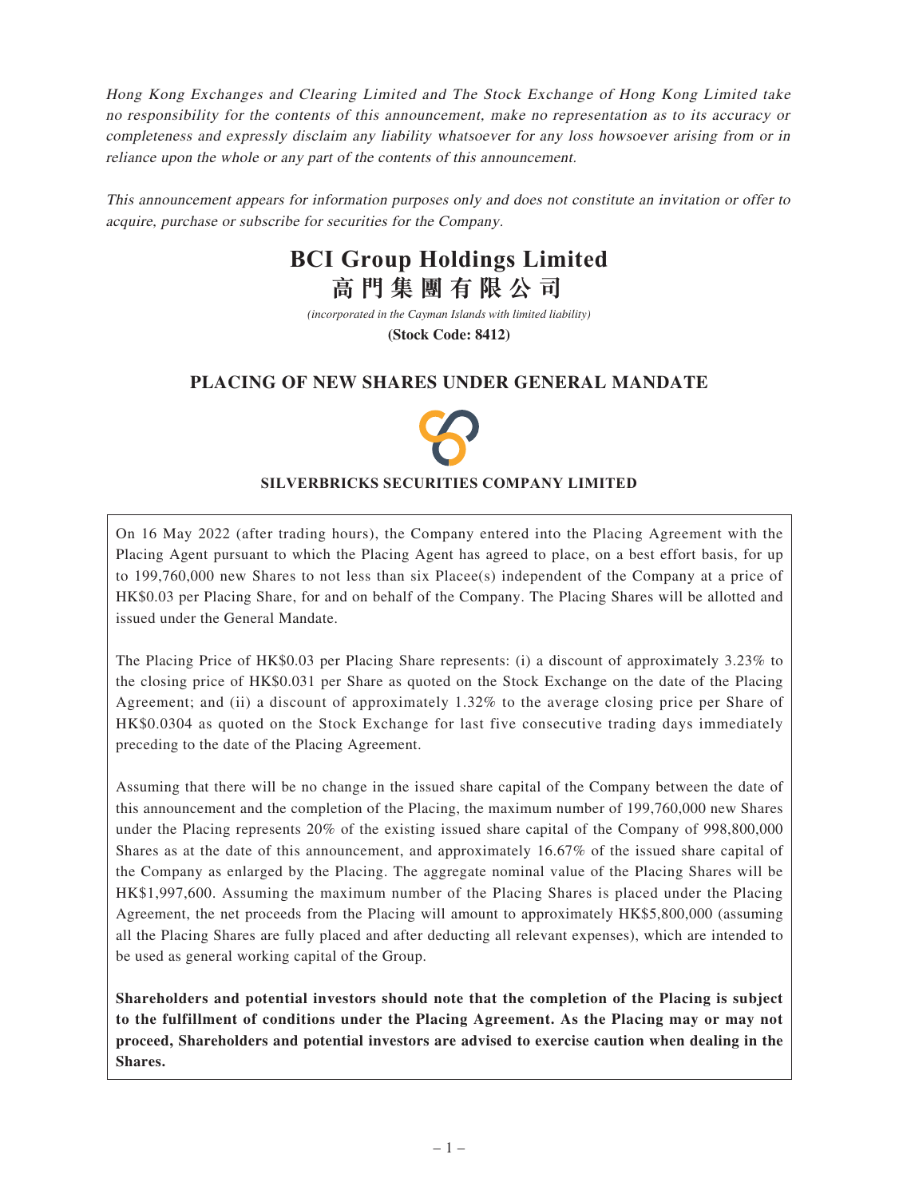*Hong Kong Exchanges and Clearing Limited and The Stock Exchange of Hong Kong Limited take no responsibility for the contents of this announcement, make no representation as to its accuracy or completeness and expressly disclaim any liability whatsoever for any loss howsoever arising from or in reliance upon the whole or any part of the contents of this announcement.*

*This announcement appears for information purposes only and does not constitute an invitation or offer to acquire, purchase or subscribe for securities for the Company.*

# BCI Group Holdings Limited
# 高門集團有限公司

*(incorporated in the Cayman Islands with limited liability)*

**(Stock Code: 8412)**

## PLACING OF NEW SHARES UNDER GENERAL MANDATE

**SILVERBRICKS SECURITIES COMPANY LIMITED**

On 16 May 2022 (after trading hours), the Company entered into the Placing Agreement with the Placing Agent pursuant to which the Placing Agent has agreed to place, on a best effort basis, for up to 199,760,000 new Shares to not less than six Placee(s) independent of the Company at a price of HK$0.03 per Placing Share, for and on behalf of the Company. The Placing Shares will be allotted and issued under the General Mandate.

The Placing Price of HK$0.03 per Placing Share represents: (i) a discount of approximately 3.23% to the closing price of HK$0.031 per Share as quoted on the Stock Exchange on the date of the Placing Agreement; and (ii) a discount of approximately 1.32% to the average closing price per Share of HK$0.0304 as quoted on the Stock Exchange for last five consecutive trading days immediately preceding to the date of the Placing Agreement.

Assuming that there will be no change in the issued share capital of the Company between the date of this announcement and the completion of the Placing, the maximum number of 199,760,000 new Shares under the Placing represents 20% of the existing issued share capital of the Company of 998,800,000 Shares as at the date of this announcement, and approximately 16.67% of the issued share capital of the Company as enlarged by the Placing. The aggregate nominal value of the Placing Shares will be HK$1,997,600. Assuming the maximum number of the Placing Shares is placed under the Placing Agreement, the net proceeds from the Placing will amount to approximately HK$5,800,000 (assuming all the Placing Shares are fully placed and after deducting all relevant expenses), which are intended to be used as general working capital of the Group.

**Shareholders and potential investors should note that the completion of the Placing is subject to the fulfillment of conditions under the Placing Agreement. As the Placing may or may not proceed, Shareholders and potential investors are advised to exercise caution when dealing in the Shares.**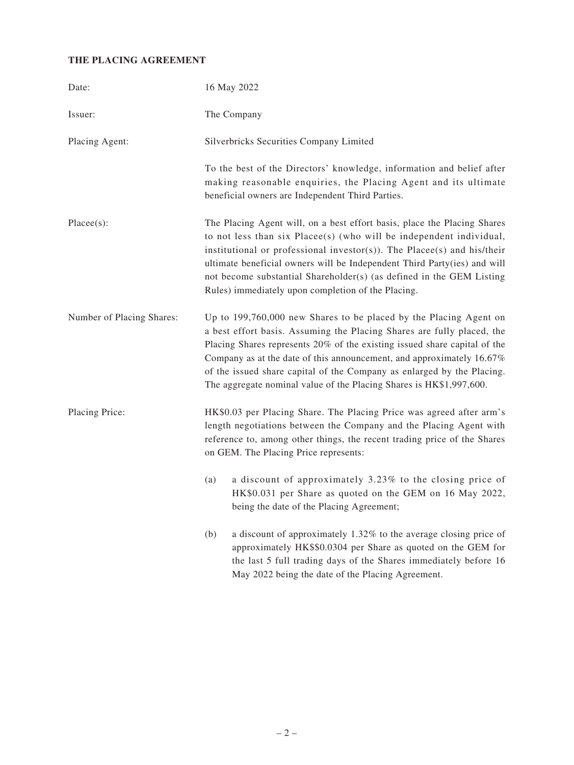**THE PLACING AGREEMENT**

Date: 16 May 2022

Issuer: The Company

Placing Agent: Silverbricks Securities Company Limited

To the best of the Directors' knowledge, information and belief after making reasonable enquiries, the Placing Agent and its ultimate beneficial owners are Independent Third Parties.

Placee(s): The Placing Agent will, on a best effort basis, place the Placing Shares to not less than six Placee(s) (who will be independent individual, institutional or professional investor(s)). The Placee(s) and his/their ultimate beneficial owners will be Independent Third Party(ies) and will not become substantial Shareholder(s) (as defined in the GEM Listing Rules) immediately upon completion of the Placing.

Number of Placing Shares: Up to 199,760,000 new Shares to be placed by the Placing Agent on a best effort basis. Assuming the Placing Shares are fully placed, the Placing Shares represents 20% of the existing issued share capital of the Company as at the date of this announcement, and approximately 16.67% of the issued share capital of the Company as enlarged by the Placing. The aggregate nominal value of the Placing Shares is HK$1,997,600.

Placing Price: HK$0.03 per Placing Share. The Placing Price was agreed after arm's length negotiations between the Company and the Placing Agent with reference to, among other things, the recent trading price of the Shares on GEM. The Placing Price represents:

(a) a discount of approximately 3.23% to the closing price of HK$0.031 per Share as quoted on the GEM on 16 May 2022, being the date of the Placing Agreement;

(b) a discount of approximately 1.32% to the average closing price of approximately HK$$0.0304 per Share as quoted on the GEM for the last 5 full trading days of the Shares immediately before 16 May 2022 being the date of the Placing Agreement.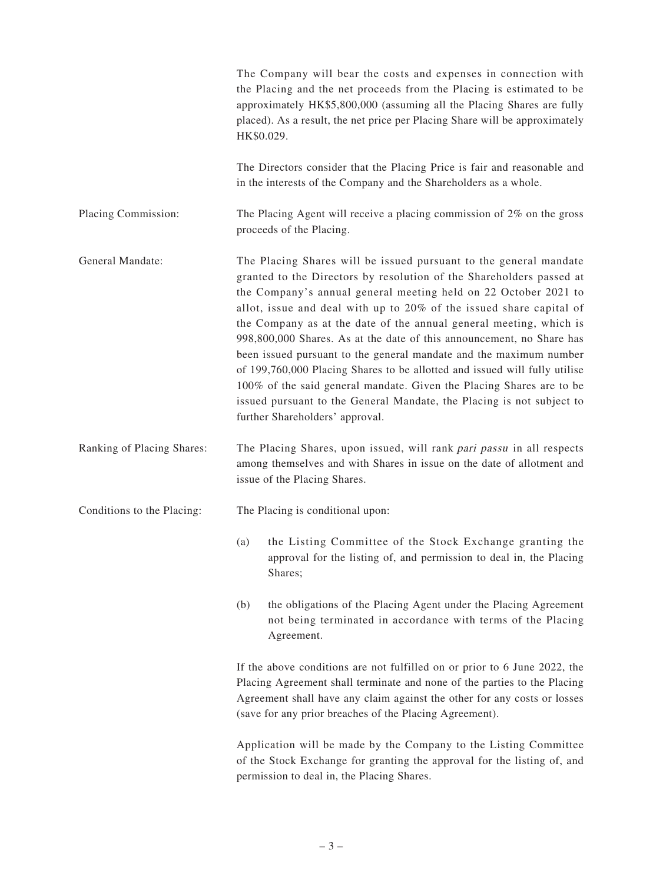The Company will bear the costs and expenses in connection with the Placing and the net proceeds from the Placing is estimated to be approximately HK$5,800,000 (assuming all the Placing Shares are fully placed). As a result, the net price per Placing Share will be approximately HK$0.029.

The Directors consider that the Placing Price is fair and reasonable and in the interests of the Company and the Shareholders as a whole.

**Placing Commission:** The Placing Agent will receive a placing commission of 2% on the gross proceeds of the Placing.

**General Mandate:** The Placing Shares will be issued pursuant to the general mandate granted to the Directors by resolution of the Shareholders passed at the Company's annual general meeting held on 22 October 2021 to allot, issue and deal with up to 20% of the issued share capital of the Company as at the date of the annual general meeting, which is 998,800,000 Shares. As at the date of this announcement, no Share has been issued pursuant to the general mandate and the maximum number of 199,760,000 Placing Shares to be allotted and issued will fully utilise 100% of the said general mandate. Given the Placing Shares are to be issued pursuant to the General Mandate, the Placing is not subject to further Shareholders' approval.

**Ranking of Placing Shares:** The Placing Shares, upon issued, will rank *pari passu* in all respects among themselves and with Shares in issue on the date of allotment and issue of the Placing Shares.

**Conditions to the Placing:** The Placing is conditional upon:

(a) the Listing Committee of the Stock Exchange granting the approval for the listing of, and permission to deal in, the Placing Shares;

(b) the obligations of the Placing Agent under the Placing Agreement not being terminated in accordance with terms of the Placing Agreement.

If the above conditions are not fulfilled on or prior to 6 June 2022, the Placing Agreement shall terminate and none of the parties to the Placing Agreement shall have any claim against the other for any costs or losses (save for any prior breaches of the Placing Agreement).

Application will be made by the Company to the Listing Committee of the Stock Exchange for granting the approval for the listing of, and permission to deal in, the Placing Shares.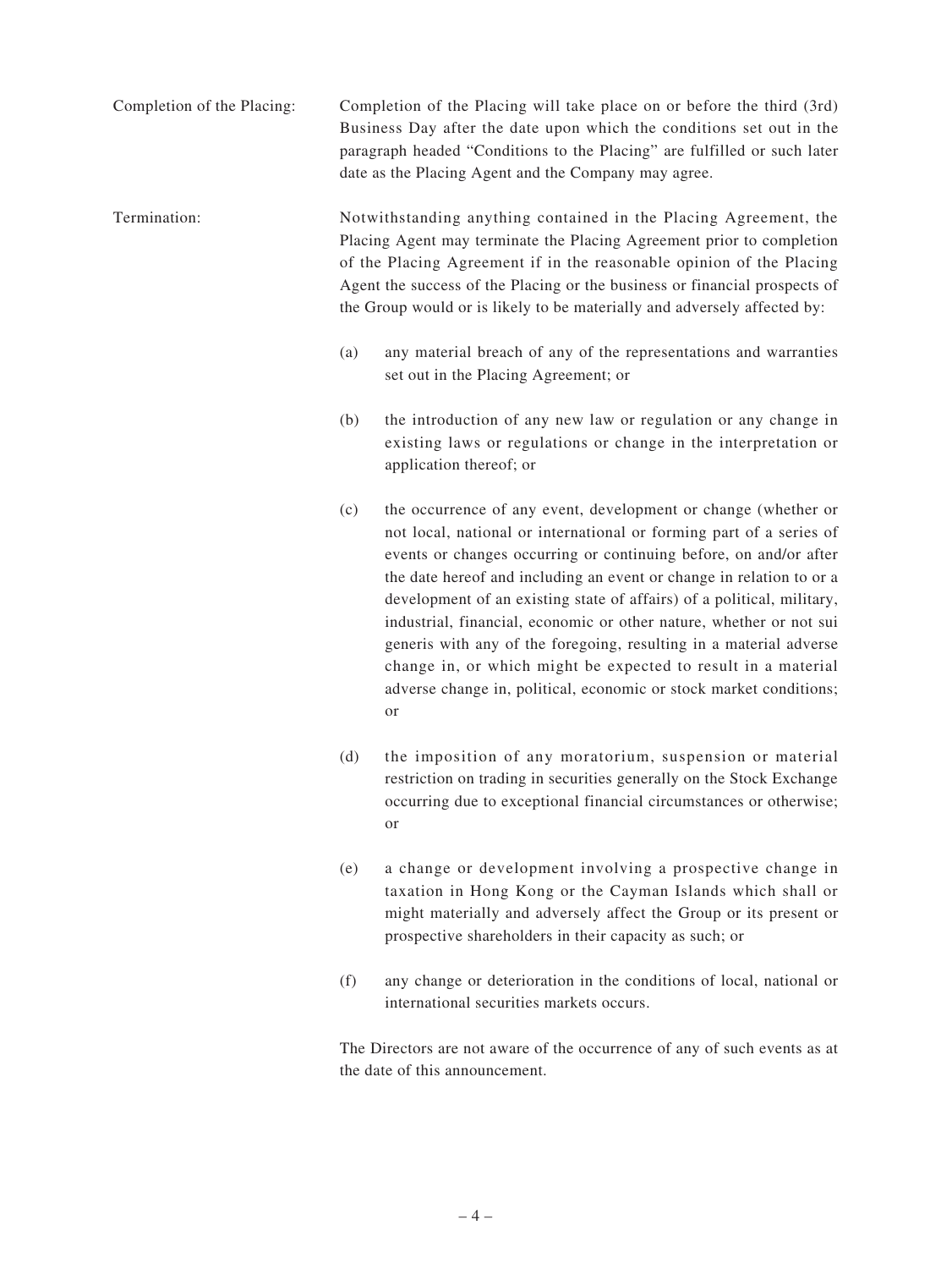Completion of the Placing: Completion of the Placing will take place on or before the third (3rd) Business Day after the date upon which the conditions set out in the paragraph headed "Conditions to the Placing" are fulfilled or such later date as the Placing Agent and the Company may agree.

Termination: Notwithstanding anything contained in the Placing Agreement, the Placing Agent may terminate the Placing Agreement prior to completion of the Placing Agreement if in the reasonable opinion of the Placing Agent the success of the Placing or the business or financial prospects of the Group would or is likely to be materially and adversely affected by:

(a) any material breach of any of the representations and warranties set out in the Placing Agreement; or

(b) the introduction of any new law or regulation or any change in existing laws or regulations or change in the interpretation or application thereof; or

(c) the occurrence of any event, development or change (whether or not local, national or international or forming part of a series of events or changes occurring or continuing before, on and/or after the date hereof and including an event or change in relation to or a development of an existing state of affairs) of a political, military, industrial, financial, economic or other nature, whether or not sui generis with any of the foregoing, resulting in a material adverse change in, or which might be expected to result in a material adverse change in, political, economic or stock market conditions; or

(d) the imposition of any moratorium, suspension or material restriction on trading in securities generally on the Stock Exchange occurring due to exceptional financial circumstances or otherwise; or

(e) a change or development involving a prospective change in taxation in Hong Kong or the Cayman Islands which shall or might materially and adversely affect the Group or its present or prospective shareholders in their capacity as such; or

(f) any change or deterioration in the conditions of local, national or international securities markets occurs.

The Directors are not aware of the occurrence of any of such events as at the date of this announcement.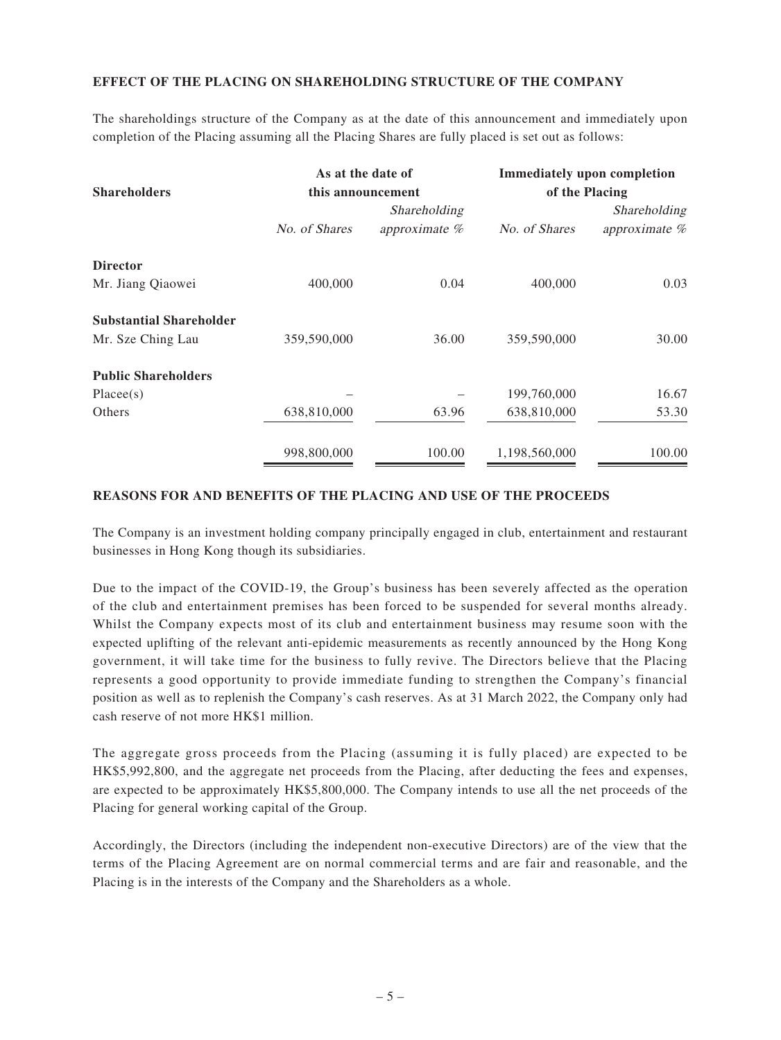**EFFECT OF THE PLACING ON SHAREHOLDING STRUCTURE OF THE COMPANY**

The shareholdings structure of the Company as at the date of this announcement and immediately upon completion of the Placing assuming all the Placing Shares are fully placed is set out as follows:

| Shareholders | As at the date of this announcement | | Immediately upon completion of the Placing | |
|---|---|---|---|---|
| | *No. of Shares* | *Shareholding approximate %* | *No. of Shares* | *Shareholding approximate %* |
| **Director** | | | | |
| Mr. Jiang Qiaowei | 400,000 | 0.04 | 400,000 | 0.03 |
| **Substantial Shareholder** | | | | |
| Mr. Sze Ching Lau | 359,590,000 | 36.00 | 359,590,000 | 30.00 |
| **Public Shareholders** | | | | |
| Placee(s) | – | – | 199,760,000 | 16.67 |
| Others | 638,810,000 | 63.96 | 638,810,000 | 53.30 |
| | 998,800,000 | 100.00 | 1,198,560,000 | 100.00 |

**REASONS FOR AND BENEFITS OF THE PLACING AND USE OF THE PROCEEDS**

The Company is an investment holding company principally engaged in club, entertainment and restaurant businesses in Hong Kong though its subsidiaries.

Due to the impact of the COVID-19, the Group's business has been severely affected as the operation of the club and entertainment premises has been forced to be suspended for several months already. Whilst the Company expects most of its club and entertainment business may resume soon with the expected uplifting of the relevant anti-epidemic measurements as recently announced by the Hong Kong government, it will take time for the business to fully revive. The Directors believe that the Placing represents a good opportunity to provide immediate funding to strengthen the Company's financial position as well as to replenish the Company's cash reserves. As at 31 March 2022, the Company only had cash reserve of not more HK$1 million.

The aggregate gross proceeds from the Placing (assuming it is fully placed) are expected to be HK$5,992,800, and the aggregate net proceeds from the Placing, after deducting the fees and expenses, are expected to be approximately HK$5,800,000. The Company intends to use all the net proceeds of the Placing for general working capital of the Group.

Accordingly, the Directors (including the independent non-executive Directors) are of the view that the terms of the Placing Agreement are on normal commercial terms and are fair and reasonable, and the Placing is in the interests of the Company and the Shareholders as a whole.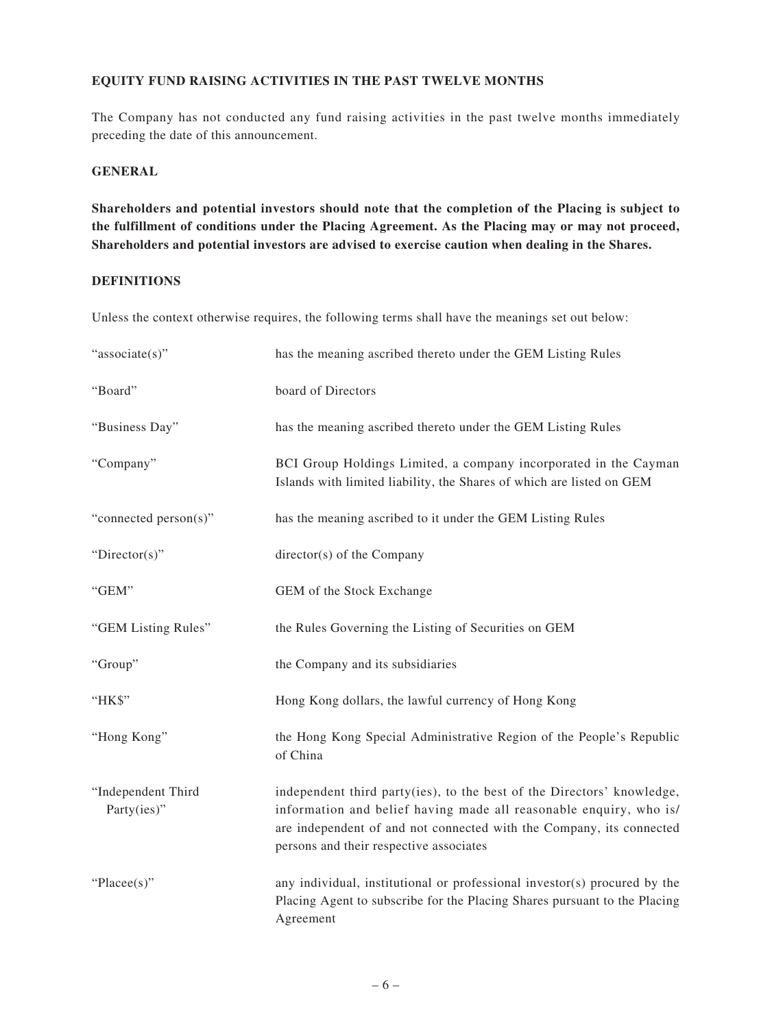**EQUITY FUND RAISING ACTIVITIES IN THE PAST TWELVE MONTHS**

The Company has not conducted any fund raising activities in the past twelve months immediately preceding the date of this announcement.

**GENERAL**

**Shareholders and potential investors should note that the completion of the Placing is subject to the fulfillment of conditions under the Placing Agreement. As the Placing may or may not proceed, Shareholders and potential investors are advised to exercise caution when dealing in the Shares.**

**DEFINITIONS**

Unless the context otherwise requires, the following terms shall have the meanings set out below:

| | |
|---|---|
| "associate(s)" | has the meaning ascribed thereto under the GEM Listing Rules |
| "Board" | board of Directors |
| "Business Day" | has the meaning ascribed thereto under the GEM Listing Rules |
| "Company" | BCI Group Holdings Limited, a company incorporated in the Cayman Islands with limited liability, the Shares of which are listed on GEM |
| "connected person(s)" | has the meaning ascribed to it under the GEM Listing Rules |
| "Director(s)" | director(s) of the Company |
| "GEM" | GEM of the Stock Exchange |
| "GEM Listing Rules" | the Rules Governing the Listing of Securities on GEM |
| "Group" | the Company and its subsidiaries |
| "HK$" | Hong Kong dollars, the lawful currency of Hong Kong |
| "Hong Kong" | the Hong Kong Special Administrative Region of the People's Republic of China |
| "Independent Third Party(ies)" | independent third party(ies), to the best of the Directors' knowledge, information and belief having made all reasonable enquiry, who is/are independent of and not connected with the Company, its connected persons and their respective associates |
| "Placee(s)" | any individual, institutional or professional investor(s) procured by the Placing Agent to subscribe for the Placing Shares pursuant to the Placing Agreement |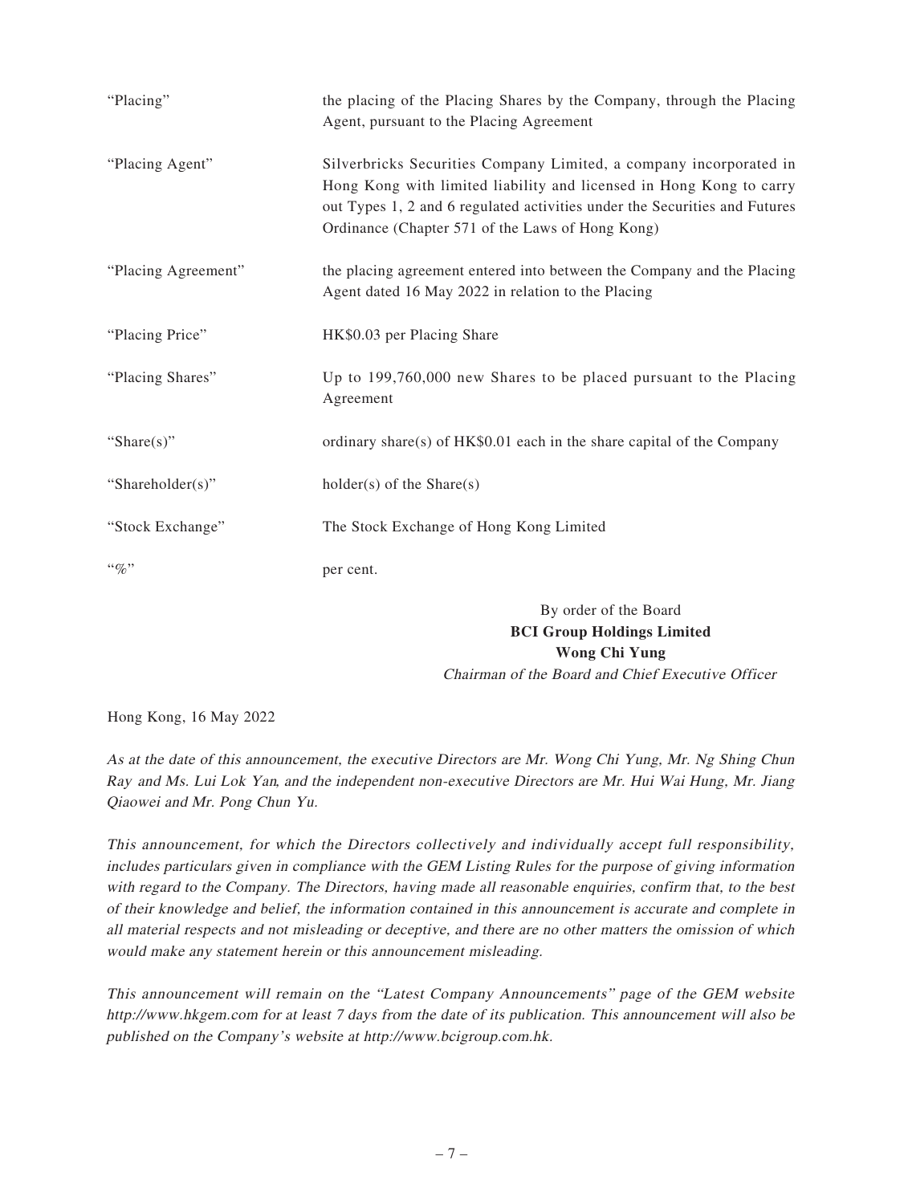| | |
|---|---|
| "Placing" | the placing of the Placing Shares by the Company, through the Placing Agent, pursuant to the Placing Agreement |
| "Placing Agent" | Silverbricks Securities Company Limited, a company incorporated in Hong Kong with limited liability and licensed in Hong Kong to carry out Types 1, 2 and 6 regulated activities under the Securities and Futures Ordinance (Chapter 571 of the Laws of Hong Kong) |
| "Placing Agreement" | the placing agreement entered into between the Company and the Placing Agent dated 16 May 2022 in relation to the Placing |
| "Placing Price" | HK$0.03 per Placing Share |
| "Placing Shares" | Up to 199,760,000 new Shares to be placed pursuant to the Placing Agreement |
| "Share(s)" | ordinary share(s) of HK$0.01 each in the share capital of the Company |
| "Shareholder(s)" | holder(s) of the Share(s) |
| "Stock Exchange" | The Stock Exchange of Hong Kong Limited |
| "%" | per cent. |

By order of the Board
**BCI Group Holdings Limited**
**Wong Chi Yung**
*Chairman of the Board and Chief Executive Officer*

Hong Kong, 16 May 2022

*As at the date of this announcement, the executive Directors are Mr. Wong Chi Yung, Mr. Ng Shing Chun Ray and Ms. Lui Lok Yan, and the independent non-executive Directors are Mr. Hui Wai Hung, Mr. Jiang Qiaowei and Mr. Pong Chun Yu.*

*This announcement, for which the Directors collectively and individually accept full responsibility, includes particulars given in compliance with the GEM Listing Rules for the purpose of giving information with regard to the Company. The Directors, having made all reasonable enquiries, confirm that, to the best of their knowledge and belief, the information contained in this announcement is accurate and complete in all material respects and not misleading or deceptive, and there are no other matters the omission of which would make any statement herein or this announcement misleading.*

*This announcement will remain on the "Latest Company Announcements" page of the GEM website http://www.hkgem.com for at least 7 days from the date of its publication. This announcement will also be published on the Company's website at http://www.bcigroup.com.hk.*